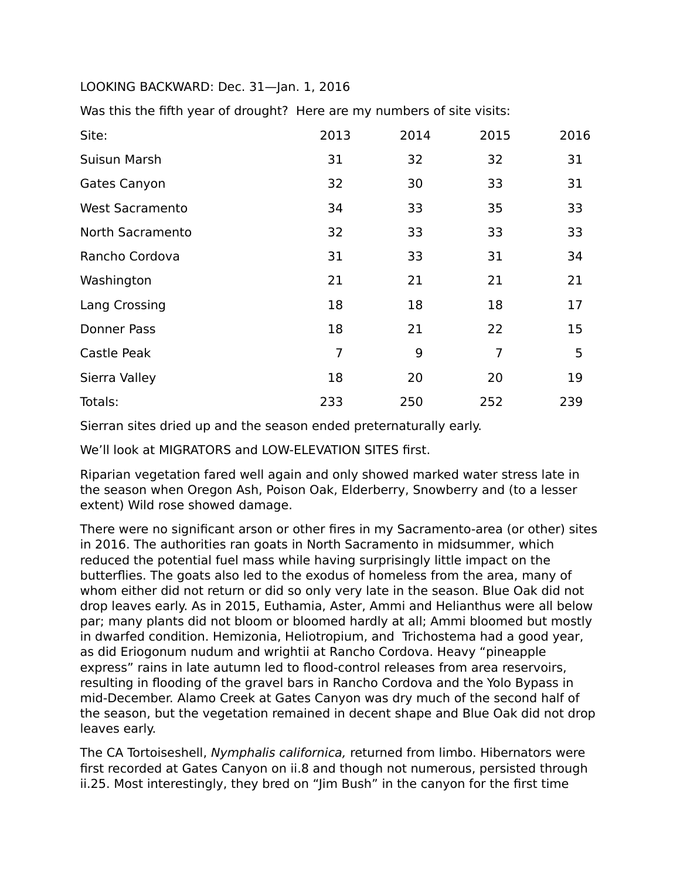LOOKING BACKWARD: Dec. 31—Jan. 1, 2016

Was this the fifth year of drought? Here are my numbers of site visits:

| Site: | 2013 | 2014 | 2015 | 2016 |
| --- | --- | --- | --- | --- |
| Suisun Marsh | 31 | 32 | 32 | 31 |
| Gates Canyon | 32 | 30 | 33 | 31 |
| West Sacramento | 34 | 33 | 35 | 33 |
| North Sacramento | 32 | 33 | 33 | 33 |
| Rancho Cordova | 31 | 33 | 31 | 34 |
| Washington | 21 | 21 | 21 | 21 |
| Lang Crossing | 18 | 18 | 18 | 17 |
| Donner Pass | 18 | 21 | 22 | 15 |
| Castle Peak | 7 | 9 | 7 | 5 |
| Sierra Valley | 18 | 20 | 20 | 19 |
| Totals: | 233 | 250 | 252 | 239 |

Sierran sites dried up and the season ended preternaturally early.

We'll look at MIGRATORS and LOW-ELEVATION SITES first.

Riparian vegetation fared well again and only showed marked water stress late in the season when Oregon Ash, Poison Oak, Elderberry, Snowberry and (to a lesser extent) Wild rose showed damage.

There were no significant arson or other fires in my Sacramento-area (or other) sites in 2016. The authorities ran goats in North Sacramento in midsummer, which reduced the potential fuel mass while having surprisingly little impact on the butterflies. The goats also led to the exodus of homeless from the area, many of whom either did not return or did so only very late in the season. Blue Oak did not drop leaves early. As in 2015, Euthamia, Aster, Ammi and Helianthus were all below par; many plants did not bloom or bloomed hardly at all; Ammi bloomed but mostly in dwarfed condition. Hemizonia, Heliotropium, and Trichostema had a good year, as did Eriogonum nudum and wrightii at Rancho Cordova. Heavy "pineapple express" rains in late autumn led to flood-control releases from area reservoirs, resulting in flooding of the gravel bars in Rancho Cordova and the Yolo Bypass in mid-December. Alamo Creek at Gates Canyon was dry much of the second half of the season, but the vegetation remained in decent shape and Blue Oak did not drop leaves early.

The CA Tortoiseshell, *Nymphalis californica,* returned from limbo. Hibernators were first recorded at Gates Canyon on ii.8 and though not numerous, persisted through ii.25. Most interestingly, they bred on "Jim Bush" in the canyon for the first time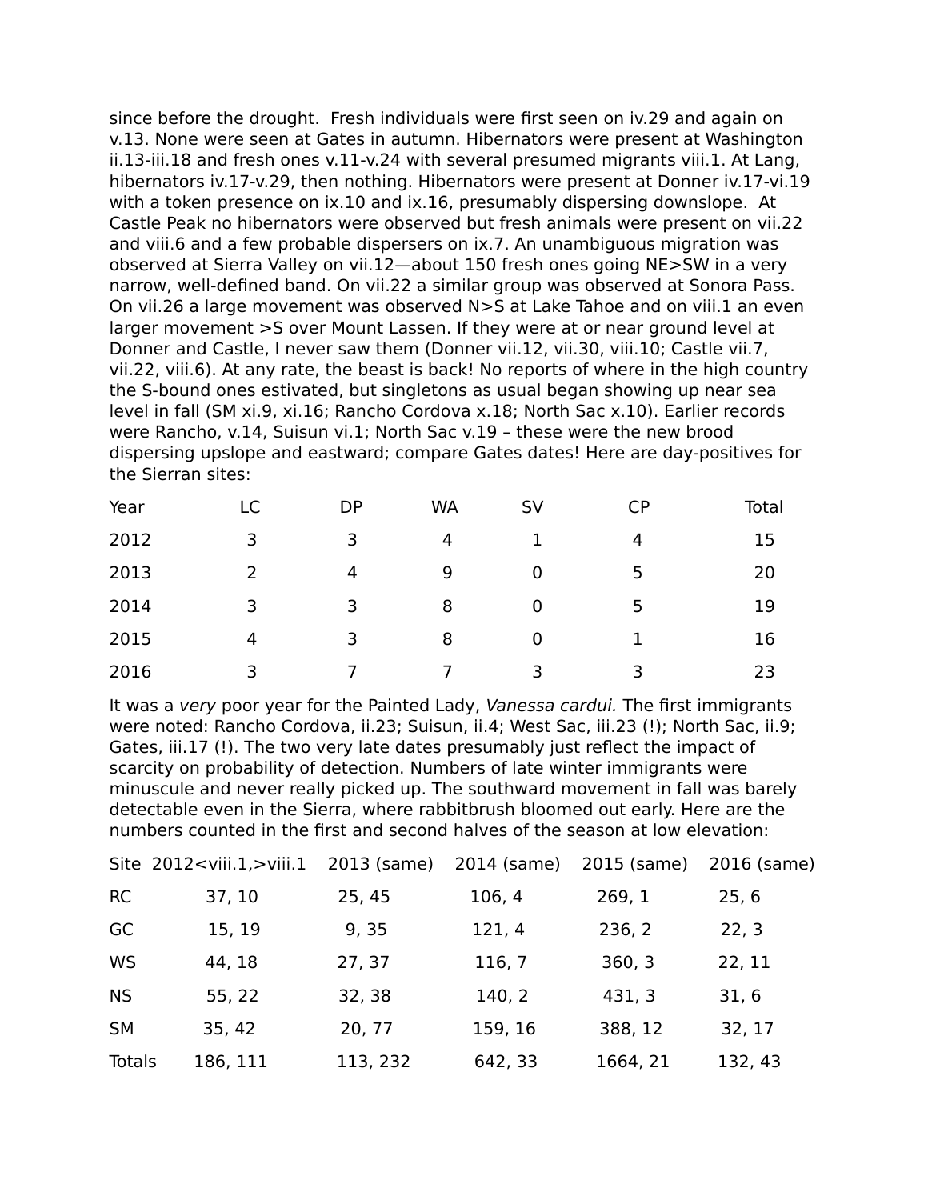since before the drought. Fresh individuals were first seen on iv.29 and again on v.13. None were seen at Gates in autumn. Hibernators were present at Washington ii.13-iii.18 and fresh ones v.11-v.24 with several presumed migrants viii.1. At Lang, hibernators iv.17-v.29, then nothing. Hibernators were present at Donner iv.17-vi.19 with a token presence on ix.10 and ix.16, presumably dispersing downslope. At Castle Peak no hibernators were observed but fresh animals were present on vii.22 and viii.6 and a few probable dispersers on ix.7. An unambiguous migration was observed at Sierra Valley on vii.12—about 150 fresh ones going NE>SW in a very narrow, well-defined band. On vii.22 a similar group was observed at Sonora Pass. On vii.26 a large movement was observed N>S at Lake Tahoe and on viii.1 an even larger movement >S over Mount Lassen. If they were at or near ground level at Donner and Castle, I never saw them (Donner vii.12, vii.30, viii.10; Castle vii.7, vii.22, viii.6). At any rate, the beast is back! No reports of where in the high country the S-bound ones estivated, but singletons as usual began showing up near sea level in fall (SM xi.9, xi.16; Rancho Cordova x.18; North Sac x.10). Earlier records were Rancho, v.14, Suisun vi.1; North Sac v.19 – these were the new brood dispersing upslope and eastward; compare Gates dates! Here are day-positives for the Sierran sites:

| Year | LC | DP | WA | SV | CP | Total |
|---|---|---|---|---|---|---|
| 2012 | 3 | 3 | 4 | 1 | 4 | 15 |
| 2013 | 2 | 4 | 9 | 0 | 5 | 20 |
| 2014 | 3 | 3 | 8 | 0 | 5 | 19 |
| 2015 | 4 | 3 | 8 | 0 | 1 | 16 |
| 2016 | 3 | 7 | 7 | 3 | 3 | 23 |

It was a *very* poor year for the Painted Lady, *Vanessa cardui.* The first immigrants were noted: Rancho Cordova, ii.23; Suisun, ii.4; West Sac, iii.23 (!); North Sac, ii.9; Gates, iii.17 (!). The two very late dates presumably just reflect the impact of scarcity on probability of detection. Numbers of late winter immigrants were minuscule and never really picked up. The southward movement in fall was barely detectable even in the Sierra, where rabbitbrush bloomed out early. Here are the numbers counted in the first and second halves of the season at low elevation:

| Site | 2012<viii.1,>viii.1 | 2013 (same) | 2014 (same) | 2015 (same) | 2016 (same) |
|---|---|---|---|---|---|
| RC | 37, 10 | 25, 45 | 106, 4 | 269, 1 | 25, 6 |
| GC | 15, 19 | 9, 35 | 121, 4 | 236, 2 | 22, 3 |
| WS | 44, 18 | 27, 37 | 116, 7 | 360, 3 | 22, 11 |
| NS | 55, 22 | 32, 38 | 140, 2 | 431, 3 | 31, 6 |
| SM | 35, 42 | 20, 77 | 159, 16 | 388, 12 | 32, 17 |
| Totals | 186, 111 | 113, 232 | 642, 33 | 1664, 21 | 132, 43 |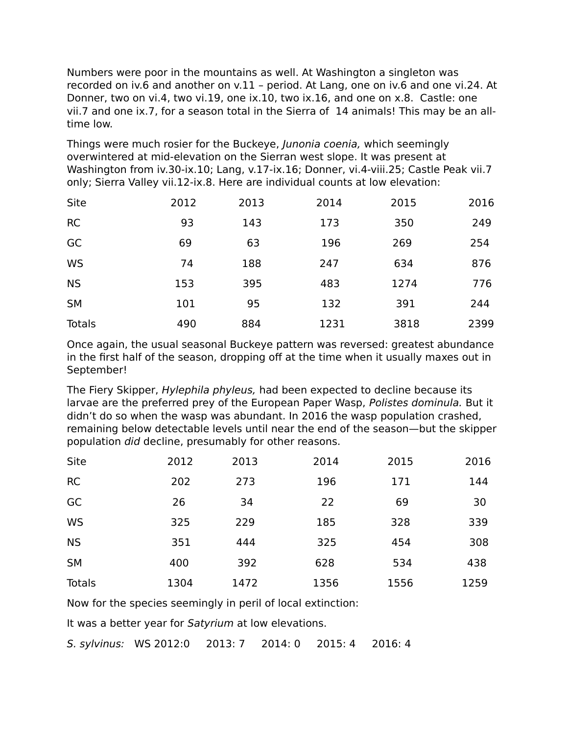Numbers were poor in the mountains as well. At Washington a singleton was recorded on iv.6 and another on v.11 – period. At Lang, one on iv.6 and one vi.24. At Donner, two on vi.4, two vi.19, one ix.10, two ix.16, and one on x.8. Castle: one vii.7 and one ix.7, for a season total in the Sierra of 14 animals! This may be an all-time low.

Things were much rosier for the Buckeye, *Junonia coenia,* which seemingly overwintered at mid-elevation on the Sierran west slope. It was present at Washington from iv.30-ix.10; Lang, v.17-ix.16; Donner, vi.4-viii.25; Castle Peak vii.7 only; Sierra Valley vii.12-ix.8. Here are individual counts at low elevation:

| Site | 2012 | 2013 | 2014 | 2015 | 2016 |
|---|---|---|---|---|---|
| RC | 93 | 143 | 173 | 350 | 249 |
| GC | 69 | 63 | 196 | 269 | 254 |
| WS | 74 | 188 | 247 | 634 | 876 |
| NS | 153 | 395 | 483 | 1274 | 776 |
| SM | 101 | 95 | 132 | 391 | 244 |
| Totals | 490 | 884 | 1231 | 3818 | 2399 |

Once again, the usual seasonal Buckeye pattern was reversed: greatest abundance in the first half of the season, dropping off at the time when it usually maxes out in September!

The Fiery Skipper, *Hylephila phyleus,* had been expected to decline because its larvae are the preferred prey of the European Paper Wasp, *Polistes dominula.* But it didn't do so when the wasp was abundant. In 2016 the wasp population crashed, remaining below detectable levels until near the end of the season—but the skipper population *did* decline, presumably for other reasons.

| Site | 2012 | 2013 | 2014 | 2015 | 2016 |
|---|---|---|---|---|---|
| RC | 202 | 273 | 196 | 171 | 144 |
| GC | 26 | 34 | 22 | 69 | 30 |
| WS | 325 | 229 | 185 | 328 | 339 |
| NS | 351 | 444 | 325 | 454 | 308 |
| SM | 400 | 392 | 628 | 534 | 438 |
| Totals | 1304 | 1472 | 1356 | 1556 | 1259 |

Now for the species seemingly in peril of local extinction:

It was a better year for *Satyrium* at low elevations.

*S. sylvinus:* WS 2012:0 2013: 7 2014: 0 2015: 4 2016: 4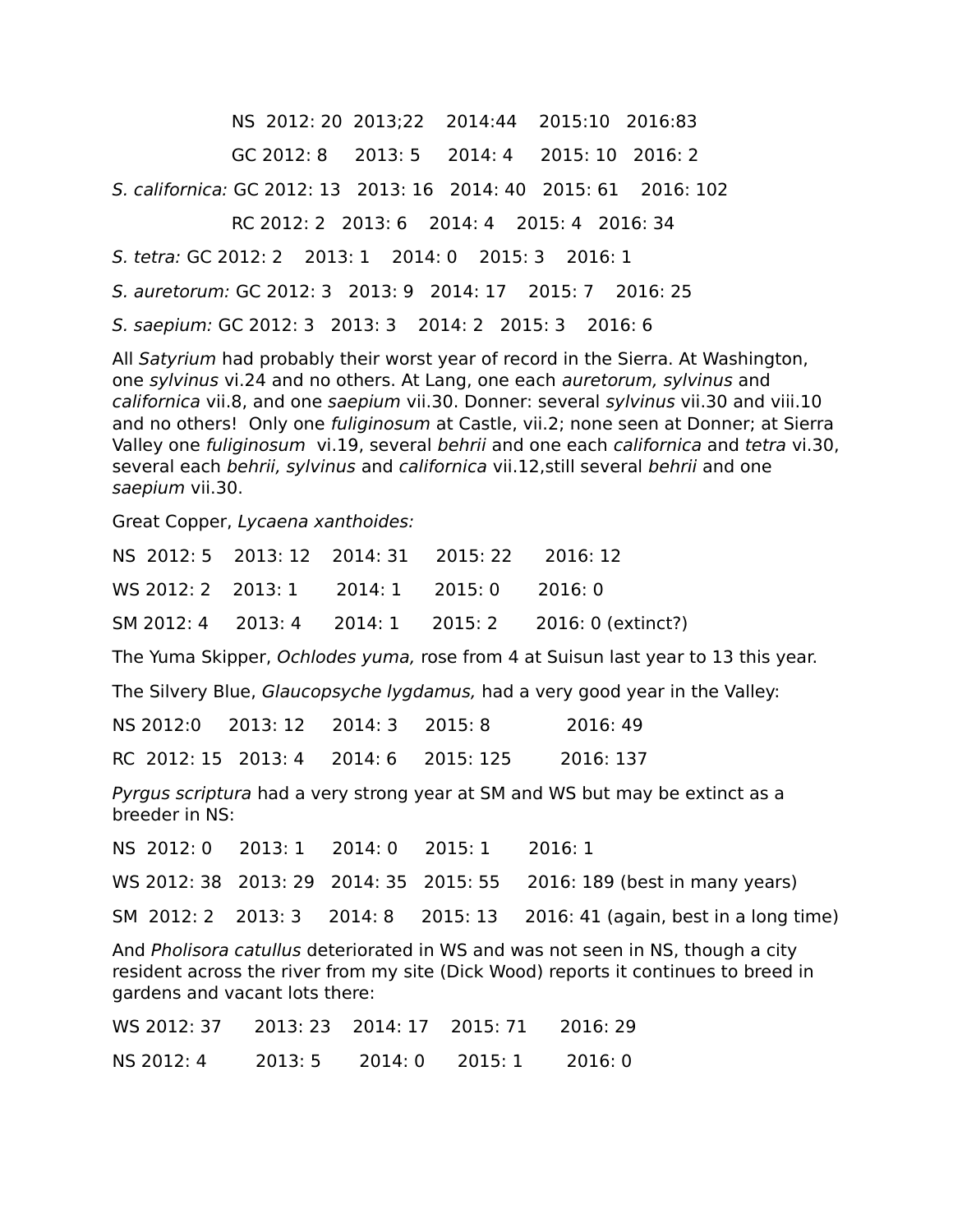NS 2012: 20 2013;22 2014:44 2015:10 2016:83

GC 2012: 8 2013: 5 2014: 4 2015: 10 2016: 2

*S. californica:* GC 2012: 13 2013: 16 2014: 40 2015: 61 2016: 102

RC 2012: 2 2013: 6 2014: 4 2015: 4 2016: 34

*S. tetra:* GC 2012: 2 2013: 1 2014: 0 2015: 3 2016: 1

*S. auretorum:* GC 2012: 3 2013: 9 2014: 17 2015: 7 2016: 25

*S. saepium:* GC 2012: 3 2013: 3 2014: 2 2015: 3 2016: 6

All *Satyrium* had probably their worst year of record in the Sierra. At Washington, one *sylvinus* vi.24 and no others. At Lang, one each *auretorum, sylvinus* and *californica* vii.8, and one *saepium* vii.30. Donner: several *sylvinus* vii.30 and viii.10 and no others! Only one *fuliginosum* at Castle, vii.2; none seen at Donner; at Sierra Valley one *fuliginosum* vi.19, several *behrii* and one each *californica* and *tetra* vi.30, several each *behrii, sylvinus* and *californica* vii.12,still several *behrii* and one *saepium* vii.30.

Great Copper, *Lycaena xanthoides:*

NS 2012: 5 2013: 12 2014: 31 2015: 22 2016: 12

WS 2012: 2 2013: 1 2014: 1 2015: 0 2016: 0

SM 2012: 4 2013: 4 2014: 1 2015: 2 2016: 0 (extinct?)

The Yuma Skipper, *Ochlodes yuma,* rose from 4 at Suisun last year to 13 this year.

The Silvery Blue, *Glaucopsyche lygdamus,* had a very good year in the Valley:

NS 2012:0 2013: 12 2014: 3 2015: 8 2016: 49

RC 2012: 15 2013: 4 2014: 6 2015: 125 2016: 137

*Pyrgus scriptura* had a very strong year at SM and WS but may be extinct as a breeder in NS:

NS 2012: 0 2013: 1 2014: 0 2015: 1 2016: 1

WS 2012: 38 2013: 29 2014: 35 2015: 55 2016: 189 (best in many years)

SM 2012: 2 2013: 3 2014: 8 2015: 13 2016: 41 (again, best in a long time)

And *Pholisora catullus* deteriorated in WS and was not seen in NS, though a city resident across the river from my site (Dick Wood) reports it continues to breed in gardens and vacant lots there:

WS 2012: 37 2013: 23 2014: 17 2015: 71 2016: 29

NS 2012: 4 2013: 5 2014: 0 2015: 1 2016: 0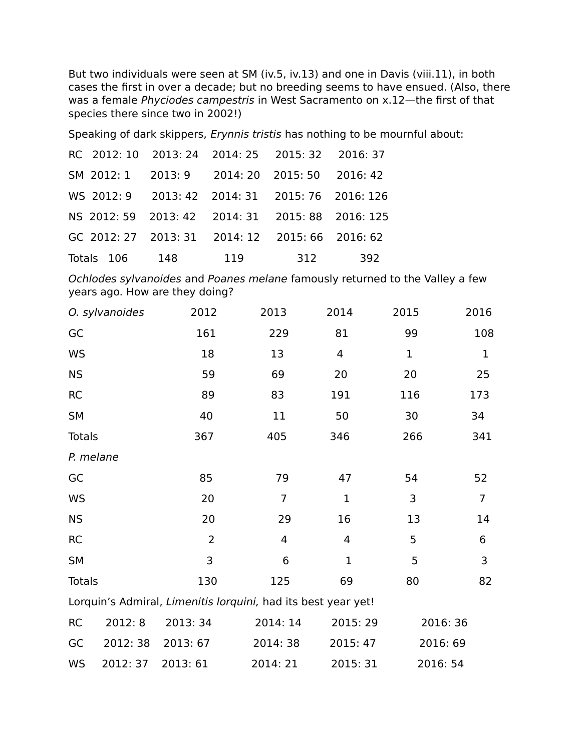But two individuals were seen at SM (iv.5, iv.13) and one in Davis (viii.11), in both cases the first in over a decade; but no breeding seems to have ensued. (Also, there was a female *Phyciodes campestris* in West Sacramento on x.12—the first of that species there since two in 2002!)

Speaking of dark skippers, *Erynnis tristis* has nothing to be mournful about:

| | 2012 | 2013 | 2014 | 2015 | 2016 |
|---|---|---|---|---|---|
| RC | 10 | 24 | 25 | 32 | 37 |
| SM | 1 | 9 | 20 | 50 | 42 |
| WS | 9 | 42 | 31 | 76 | 126 |
| NS | 59 | 42 | 31 | 88 | 125 |
| GC | 27 | 31 | 12 | 66 | 62 |
| Totals | 106 | 148 | 119 | 312 | 392 |

*Ochlodes sylvanoides* and *Poanes melane* famously returned to the Valley a few years ago. How are they doing?

| *O. sylvanoides* | 2012 | 2013 | 2014 | 2015 | 2016 |
|---|---|---|---|---|---|
| GC | 161 | 229 | 81 | 99 | 108 |
| WS | 18 | 13 | 4 | 1 | 1 |
| NS | 59 | 69 | 20 | 20 | 25 |
| RC | 89 | 83 | 191 | 116 | 173 |
| SM | 40 | 11 | 50 | 30 | 34 |
| Totals | 367 | 405 | 346 | 266 | 341 |
| *P. melane* | | | | | |
| GC | 85 | 79 | 47 | 54 | 52 |
| WS | 20 | 7 | 1 | 3 | 7 |
| NS | 20 | 29 | 16 | 13 | 14 |
| RC | 2 | 4 | 4 | 5 | 6 |
| SM | 3 | 6 | 1 | 5 | 3 |
| Totals | 130 | 125 | 69 | 80 | 82 |

Lorquin's Admiral, *Limenitis lorquini,* had its best year yet!

| | 2012 | 2013 | 2014 | 2015 | 2016 |
|---|---|---|---|---|---|
| RC | 8 | 34 | 14 | 29 | 36 |
| GC | 38 | 67 | 38 | 47 | 69 |
| WS | 37 | 61 | 21 | 31 | 54 |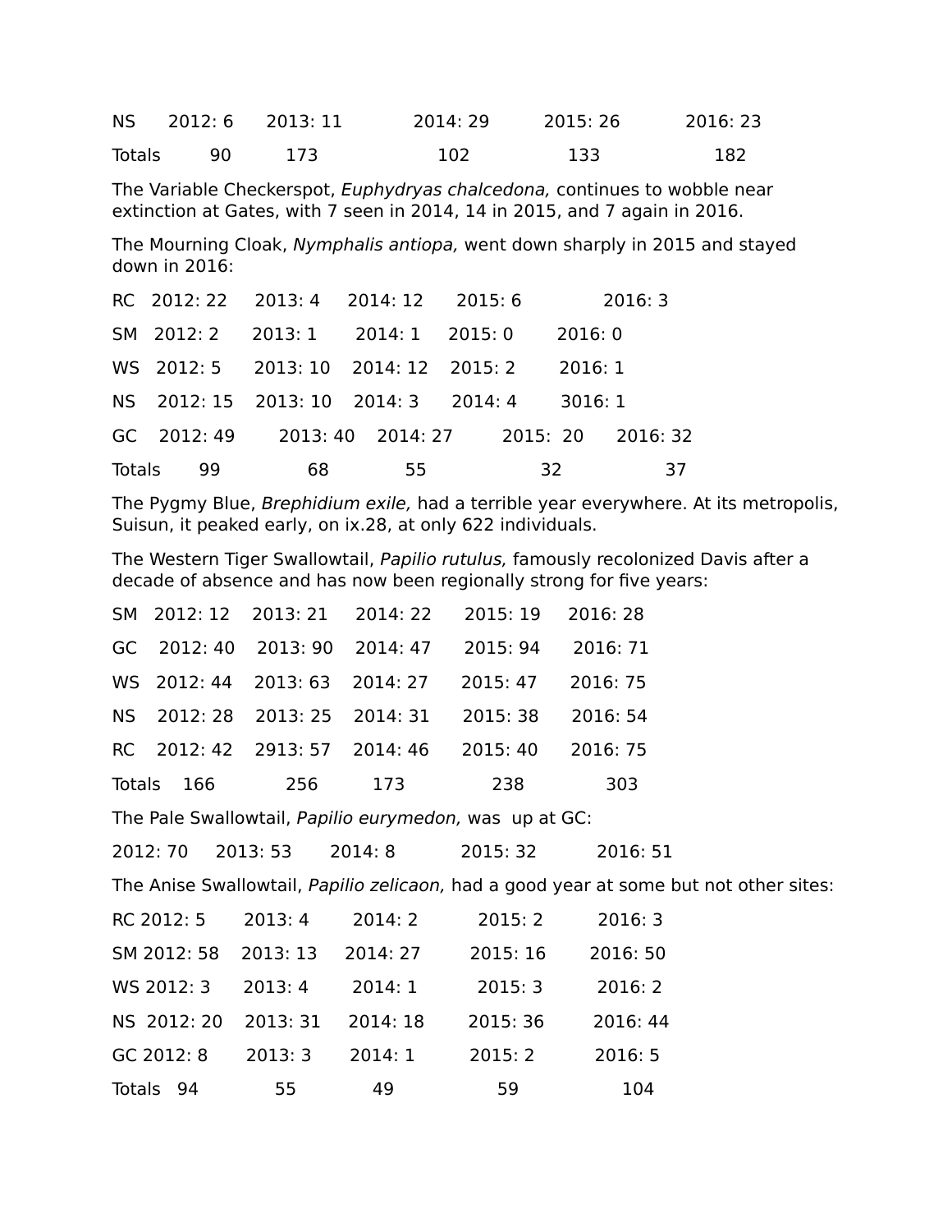NS 2012: 6 2013: 11 2014: 29 2015: 26 2016: 23

Totals 90 173 102 133 182

The Variable Checkerspot, *Euphydryas chalcedona,* continues to wobble near extinction at Gates, with 7 seen in 2014, 14 in 2015, and 7 again in 2016.

The Mourning Cloak, *Nymphalis antiopa,* went down sharply in 2015 and stayed down in 2016:

RC 2012: 22 2013: 4 2014: 12 2015: 6 2016: 3

SM 2012: 2 2013: 1 2014: 1 2015: 0 2016: 0

WS 2012: 5 2013: 10 2014: 12 2015: 2 2016: 1

NS 2012: 15 2013: 10 2014: 3 2014: 4 3016: 1

GC 2012: 49 2013: 40 2014: 27 2015: 20 2016: 32

Totals 99 68 55 32 37

The Pygmy Blue, *Brephidium exile,* had a terrible year everywhere. At its metropolis, Suisun, it peaked early, on ix.28, at only 622 individuals.

The Western Tiger Swallowtail, *Papilio rutulus,* famously recolonized Davis after a decade of absence and has now been regionally strong for five years:

SM 2012: 12 2013: 21 2014: 22 2015: 19 2016: 28

GC 2012: 40 2013: 90 2014: 47 2015: 94 2016: 71

WS 2012: 44 2013: 63 2014: 27 2015: 47 2016: 75

NS 2012: 28 2013: 25 2014: 31 2015: 38 2016: 54

RC 2012: 42 2913: 57 2014: 46 2015: 40 2016: 75

Totals 166 256 173 238 303

The Pale Swallowtail, *Papilio eurymedon,* was up at GC:

2012: 70 2013: 53 2014: 8 2015: 32 2016: 51

The Anise Swallowtail, *Papilio zelicaon,* had a good year at some but not other sites:

RC 2012: 5 2013: 4 2014: 2 2015: 2 2016: 3

SM 2012: 58 2013: 13 2014: 27 2015: 16 2016: 50

WS 2012: 3 2013: 4 2014: 1 2015: 3 2016: 2

NS 2012: 20 2013: 31 2014: 18 2015: 36 2016: 44

GC 2012: 8 2013: 3 2014: 1 2015: 2 2016: 5

Totals 94 55 49 59 104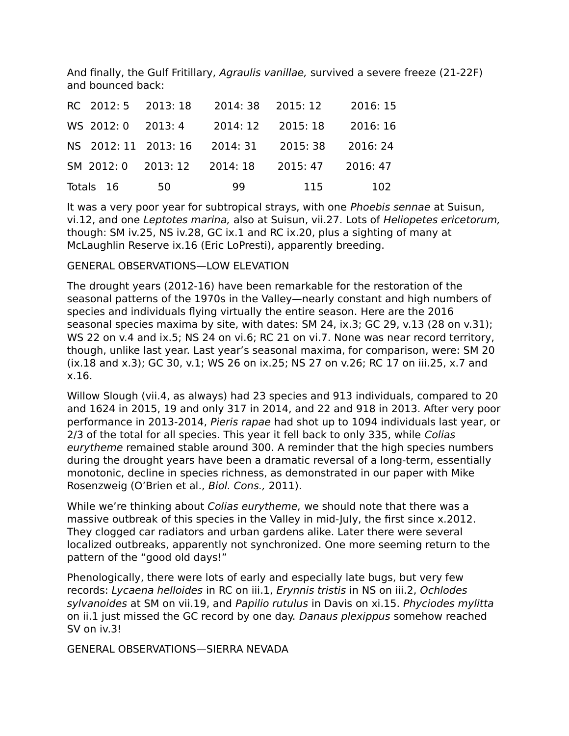And finally, the Gulf Fritillary, *Agraulis vanillae,* survived a severe freeze (21-22F) and bounced back:

| | 2012 | 2013 | 2014 | 2015 | 2016 |
|---|---|---|---|---|---|
| RC | 2012: 5 | 2013: 18 | 2014: 38 | 2015: 12 | 2016: 15 |
| WS | 2012: 0 | 2013: 4 | 2014: 12 | 2015: 18 | 2016: 16 |
| NS | 2012: 11 | 2013: 16 | 2014: 31 | 2015: 38 | 2016: 24 |
| SM | 2012: 0 | 2013: 12 | 2014: 18 | 2015: 47 | 2016: 47 |
| Totals | 16 | 50 | 99 | 115 | 102 |

It was a very poor year for subtropical strays, with one *Phoebis sennae* at Suisun, vi.12, and one *Leptotes marina,* also at Suisun, vii.27. Lots of *Heliopetes ericetorum,* though: SM iv.25, NS iv.28, GC ix.1 and RC ix.20, plus a sighting of many at McLaughlin Reserve ix.16 (Eric LoPresti), apparently breeding.

GENERAL OBSERVATIONS—LOW ELEVATION

The drought years (2012-16) have been remarkable for the restoration of the seasonal patterns of the 1970s in the Valley—nearly constant and high numbers of species and individuals flying virtually the entire season. Here are the 2016 seasonal species maxima by site, with dates: SM 24, ix.3; GC 29, v.13 (28 on v.31); WS 22 on v.4 and ix.5; NS 24 on vi.6; RC 21 on vi.7. None was near record territory, though, unlike last year. Last year's seasonal maxima, for comparison, were: SM 20 (ix.18 and x.3); GC 30, v.1; WS 26 on ix.25; NS 27 on v.26; RC 17 on iii.25, x.7 and x.16.

Willow Slough (vii.4, as always) had 23 species and 913 individuals, compared to 20 and 1624 in 2015, 19 and only 317 in 2014, and 22 and 918 in 2013. After very poor performance in 2013-2014, *Pieris rapae* had shot up to 1094 individuals last year, or 2/3 of the total for all species. This year it fell back to only 335, while *Colias eurytheme* remained stable around 300. A reminder that the high species numbers during the drought years have been a dramatic reversal of a long-term, essentially monotonic, decline in species richness, as demonstrated in our paper with Mike Rosenzweig (O'Brien et al., *Biol. Cons.,* 2011).

While we're thinking about *Colias eurytheme,* we should note that there was a massive outbreak of this species in the Valley in mid-July, the first since x.2012. They clogged car radiators and urban gardens alike. Later there were several localized outbreaks, apparently not synchronized. One more seeming return to the pattern of the "good old days!"

Phenologically, there were lots of early and especially late bugs, but very few records: *Lycaena helloides* in RC on iii.1, *Erynnis tristis* in NS on iii.2, *Ochlodes sylvanoides* at SM on vii.19, and *Papilio rutulus* in Davis on xi.15. *Phyciodes mylitta* on ii.1 just missed the GC record by one day. *Danaus plexippus* somehow reached SV on iv.3!

GENERAL OBSERVATIONS—SIERRA NEVADA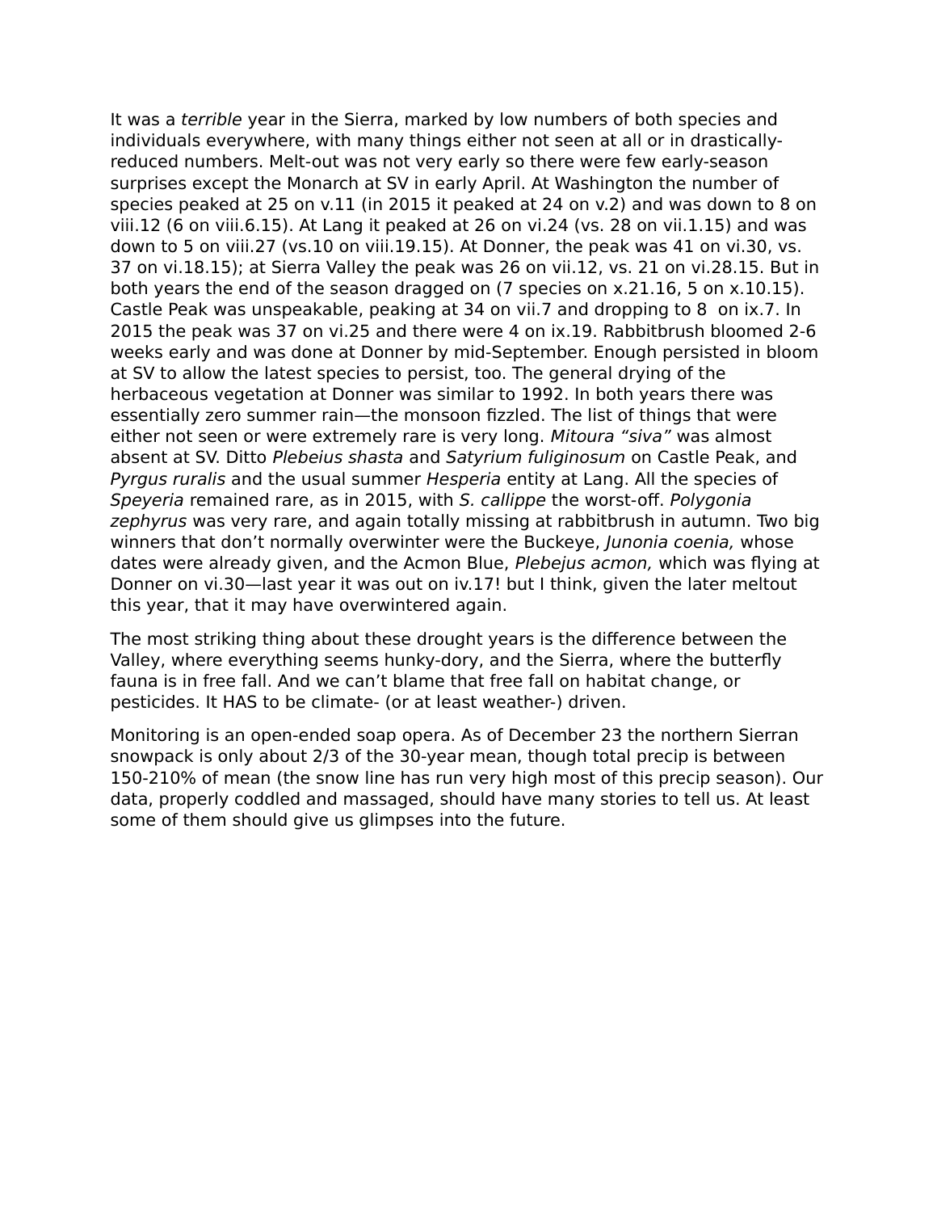It was a *terrible* year in the Sierra, marked by low numbers of both species and individuals everywhere, with many things either not seen at all or in drastically-reduced numbers. Melt-out was not very early so there were few early-season surprises except the Monarch at SV in early April. At Washington the number of species peaked at 25 on v.11 (in 2015 it peaked at 24 on v.2) and was down to 8 on viii.12 (6 on viii.6.15). At Lang it peaked at 26 on vi.24 (vs. 28 on vii.1.15) and was down to 5 on viii.27 (vs.10 on viii.19.15). At Donner, the peak was 41 on vi.30, vs. 37 on vi.18.15); at Sierra Valley the peak was 26 on vii.12, vs. 21 on vi.28.15. But in both years the end of the season dragged on (7 species on x.21.16, 5 on x.10.15). Castle Peak was unspeakable, peaking at 34 on vii.7 and dropping to 8 on ix.7. In 2015 the peak was 37 on vi.25 and there were 4 on ix.19. Rabbitbrush bloomed 2-6 weeks early and was done at Donner by mid-September. Enough persisted in bloom at SV to allow the latest species to persist, too. The general drying of the herbaceous vegetation at Donner was similar to 1992. In both years there was essentially zero summer rain—the monsoon fizzled. The list of things that were either not seen or were extremely rare is very long. *Mitoura "siva"* was almost absent at SV. Ditto *Plebeius shasta* and *Satyrium fuliginosum* on Castle Peak, and *Pyrgus ruralis* and the usual summer *Hesperia* entity at Lang. All the species of *Speyeria* remained rare, as in 2015, with *S. callippe* the worst-off. *Polygonia zephyrus* was very rare, and again totally missing at rabbitbrush in autumn. Two big winners that don't normally overwinter were the Buckeye, *Junonia coenia,* whose dates were already given, and the Acmon Blue, *Plebejus acmon,* which was flying at Donner on vi.30—last year it was out on iv.17! but I think, given the later meltout this year, that it may have overwintered again.

The most striking thing about these drought years is the difference between the Valley, where everything seems hunky-dory, and the Sierra, where the butterfly fauna is in free fall. And we can't blame that free fall on habitat change, or pesticides. It HAS to be climate- (or at least weather-) driven.

Monitoring is an open-ended soap opera. As of December 23 the northern Sierran snowpack is only about 2/3 of the 30-year mean, though total precip is between 150-210% of mean (the snow line has run very high most of this precip season). Our data, properly coddled and massaged, should have many stories to tell us. At least some of them should give us glimpses into the future.